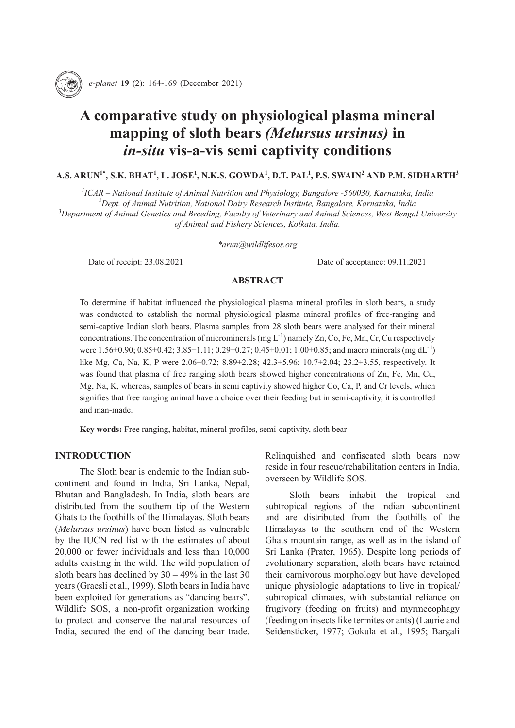# A comparative study on physiological plasma mineral mapping of sloth bears *(Melursus ursinus)* in *in-situ* vis-a-vis semi captivity conditions

**A.S. ARUN[1*], S.K. BHAT[1], L. JOSE[1], N.K.S. GOWDA[1], D.T. PAL[1], P.S. SWAIN[2] AND P.M. SIDHARTH[3]**

[1]*ICAR – National Institute of Animal Nutrition and Physiology, Bangalore -560030, Karnataka, India*
[2]*Dept. of Animal Nutrition, National Dairy Research Institute, Bangalore, Karnataka, India*
[3]*Department of Animal Genetics and Breeding, Faculty of Veterinary and Animal Sciences, West Bengal University of Animal and Fishery Sciences, Kolkata, India.*

*\*arun@wildlifesos.org*

Date of receipt: 23.08.2021 Date of acceptance: 09.11.2021

## ABSTRACT

To determine if habitat influenced the physiological plasma mineral profiles in sloth bears, a study was conducted to establish the normal physiological plasma mineral profiles of free-ranging and semi-captive Indian sloth bears. Plasma samples from 28 sloth bears were analysed for their mineral concentrations. The concentration of microminerals (mg $L^{-1}$) namely Zn, Co, Fe, Mn, Cr, Cu respectively were 1.56±0.90; 0.85±0.42; 3.85±1.11; 0.29±0.27; 0.45±0.01; 1.00±0.85; and macro minerals (mg $dL^{-1}$) like Mg, Ca, Na, K, P were 2.06±0.72; 8.89±2.28; 42.3±5.96; 10.7±2.04; 23.2±3.55, respectively. It was found that plasma of free ranging sloth bears showed higher concentrations of Zn, Fe, Mn, Cu, Mg, Na, K, whereas, samples of bears in semi captivity showed higher Co, Ca, P, and Cr levels, which signifies that free ranging animal have a choice over their feeding but in semi-captivity, it is controlled and man-made.

**Key words:** Free ranging, habitat, mineral profiles, semi-captivity, sloth bear

## INTRODUCTION

The Sloth bear is endemic to the Indian sub-continent and found in India, Sri Lanka, Nepal, Bhutan and Bangladesh. In India, sloth bears are distributed from the southern tip of the Western Ghats to the foothills of the Himalayas. Sloth bears (*Melursus ursinus*) have been listed as vulnerable by the IUCN red list with the estimates of about 20,000 or fewer individuals and less than 10,000 adults existing in the wild. The wild population of sloth bears has declined by 30 – 49% in the last 30 years (Graesli et al., 1999). Sloth bears in India have been exploited for generations as "dancing bears". Wildlife SOS, a non-profit organization working to protect and conserve the natural resources of India, secured the end of the dancing bear trade. Relinquished and confiscated sloth bears now reside in four rescue/rehabilitation centers in India, overseen by Wildlife SOS.

Sloth bears inhabit the tropical and subtropical regions of the Indian subcontinent and are distributed from the foothills of the Himalayas to the southern end of the Western Ghats mountain range, as well as in the island of Sri Lanka (Prater, 1965). Despite long periods of evolutionary separation, sloth bears have retained their carnivorous morphology but have developed unique physiologic adaptations to live in tropical/subtropical climates, with substantial reliance on frugivory (feeding on fruits) and myrmecophagy (feeding on insects like termites or ants) (Laurie and Seidensticker, 1977; Gokula et al., 1995; Bargali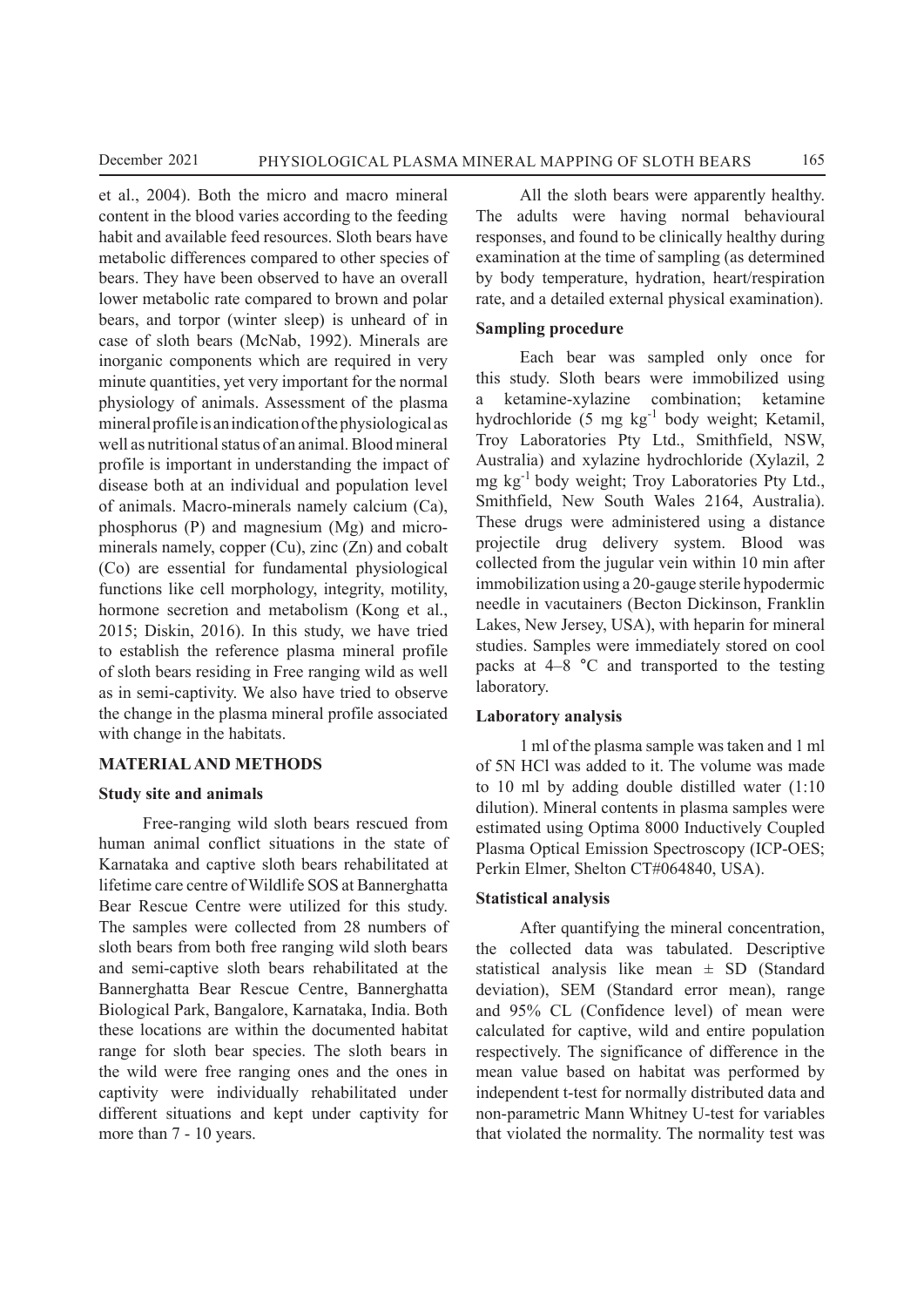et al., 2004). Both the micro and macro mineral content in the blood varies according to the feeding habit and available feed resources. Sloth bears have metabolic differences compared to other species of bears. They have been observed to have an overall lower metabolic rate compared to brown and polar bears, and torpor (winter sleep) is unheard of in case of sloth bears (McNab, 1992). Minerals are inorganic components which are required in very minute quantities, yet very important for the normal physiology of animals. Assessment of the plasma mineral profile is an indication of the physiological as well as nutritional status of an animal. Blood mineral profile is important in understanding the impact of disease both at an individual and population level of animals. Macro-minerals namely calcium (Ca), phosphorus (P) and magnesium (Mg) and micro-minerals namely, copper (Cu), zinc (Zn) and cobalt (Co) are essential for fundamental physiological functions like cell morphology, integrity, motility, hormone secretion and metabolism (Kong et al., 2015; Diskin, 2016). In this study, we have tried to establish the reference plasma mineral profile of sloth bears residing in Free ranging wild as well as in semi-captivity. We also have tried to observe the change in the plasma mineral profile associated with change in the habitats.

## MATERIAL AND METHODS

### Study site and animals

Free-ranging wild sloth bears rescued from human animal conflict situations in the state of Karnataka and captive sloth bears rehabilitated at lifetime care centre of Wildlife SOS at Bannerghatta Bear Rescue Centre were utilized for this study. The samples were collected from 28 numbers of sloth bears from both free ranging wild sloth bears and semi-captive sloth bears rehabilitated at the Bannerghatta Bear Rescue Centre, Bannerghatta Biological Park, Bangalore, Karnataka, India. Both these locations are within the documented habitat range for sloth bear species. The sloth bears in the wild were free ranging ones and the ones in captivity were individually rehabilitated under different situations and kept under captivity for more than 7 - 10 years.

All the sloth bears were apparently healthy. The adults were having normal behavioural responses, and found to be clinically healthy during examination at the time of sampling (as determined by body temperature, hydration, heart/respiration rate, and a detailed external physical examination).

### Sampling procedure

Each bear was sampled only once for this study. Sloth bears were immobilized using a ketamine-xylazine combination; ketamine hydrochloride (5 mg $kg^{-1}$ body weight; Ketamil, Troy Laboratories Pty Ltd., Smithfield, NSW, Australia) and xylazine hydrochloride (Xylazil, 2 mg $kg^{-1}$ body weight; Troy Laboratories Pty Ltd., Smithfield, New South Wales 2164, Australia). These drugs were administered using a distance projectile drug delivery system. Blood was collected from the jugular vein within 10 min after immobilization using a 20-gauge sterile hypodermic needle in vacutainers (Becton Dickinson, Franklin Lakes, New Jersey, USA), with heparin for mineral studies. Samples were immediately stored on cool packs at 4–8 °C and transported to the testing laboratory.

### Laboratory analysis

1 ml of the plasma sample was taken and 1 ml of 5N HCl was added to it. The volume was made to 10 ml by adding double distilled water (1:10 dilution). Mineral contents in plasma samples were estimated using Optima 8000 Inductively Coupled Plasma Optical Emission Spectroscopy (ICP-OES; Perkin Elmer, Shelton CT#064840, USA).

### Statistical analysis

After quantifying the mineral concentration, the collected data was tabulated. Descriptive statistical analysis like mean ± SD (Standard deviation), SEM (Standard error mean), range and 95% CL (Confidence level) of mean were calculated for captive, wild and entire population respectively. The significance of difference in the mean value based on habitat was performed by independent t-test for normally distributed data and non-parametric Mann Whitney U-test for variables that violated the normality. The normality test was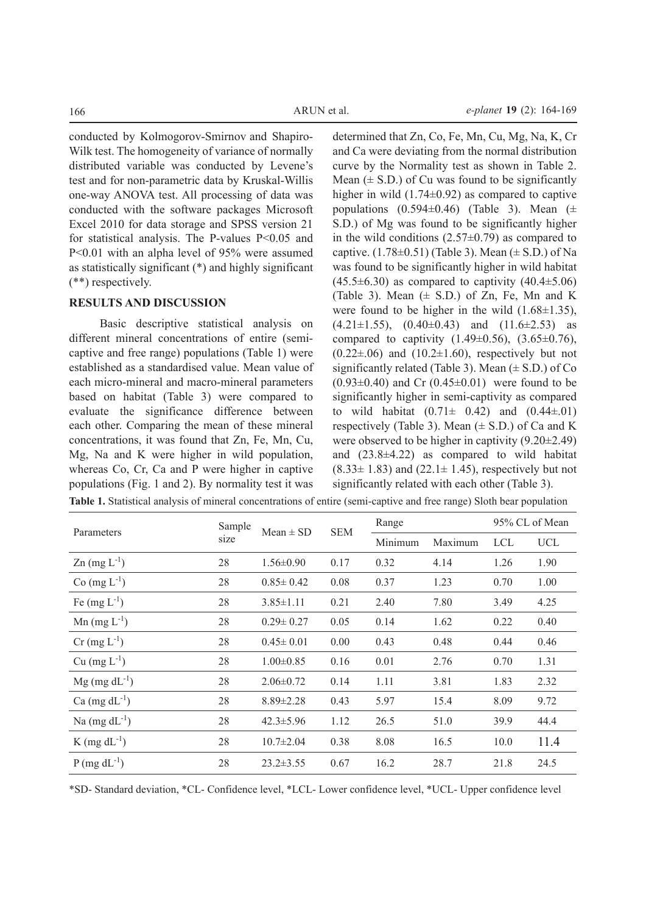conducted by Kolmogorov-Smirnov and Shapiro-Wilk test. The homogeneity of variance of normally distributed variable was conducted by Levene's test and for non-parametric data by Kruskal-Willis one-way ANOVA test. All processing of data was conducted with the software packages Microsoft Excel 2010 for data storage and SPSS version 21 for statistical analysis. The P-values P<0.05 and P<0.01 with an alpha level of 95% were assumed as statistically significant (*) and highly significant (**) respectively.

## RESULTS AND DISCUSSION

Basic descriptive statistical analysis on different mineral concentrations of entire (semi-captive and free range) populations (Table 1) were established as a standardised value. Mean value of each micro-mineral and macro-mineral parameters based on habitat (Table 3) were compared to evaluate the significance difference between each other. Comparing the mean of these mineral concentrations, it was found that Zn, Fe, Mn, Cu, Mg, Na and K were higher in wild population, whereas Co, Cr, Ca and P were higher in captive populations (Fig. 1 and 2). By normality test it was determined that Zn, Co, Fe, Mn, Cu, Mg, Na, K, Cr and Ca were deviating from the normal distribution curve by the Normality test as shown in Table 2. Mean (± S.D.) of Cu was found to be significantly higher in wild (1.74±0.92) as compared to captive populations (0.594±0.46) (Table 3). Mean (± S.D.) of Mg was found to be significantly higher in the wild conditions (2.57±0.79) as compared to captive. (1.78±0.51) (Table 3). Mean (± S.D.) of Na was found to be significantly higher in wild habitat (45.5±6.30) as compared to captivity (40.4±5.06) (Table 3). Mean (± S.D.) of Zn, Fe, Mn and K were found to be higher in the wild (1.68±1.35), (4.21±1.55), (0.40±0.43) and (11.6±2.53) as compared to captivity (1.49±0.56), (3.65±0.76), (0.22±.06) and (10.2±1.60), respectively but not significantly related (Table 3). Mean (± S.D.) of Co (0.93±0.40) and Cr (0.45±0.01) were found to be significantly higher in semi-captivity as compared to wild habitat (0.71± 0.42) and (0.44±.01) respectively (Table 3). Mean (± S.D.) of Ca and K were observed to be higher in captivity (9.20±2.49) and (23.8±4.22) as compared to wild habitat (8.33± 1.83) and (22.1± 1.45), respectively but not significantly related with each other (Table 3).

**Table 1.** Statistical analysis of mineral concentrations of entire (semi-captive and free range) Sloth bear population

| Parameters | Sample size | Mean ± SD | SEM | Range | | 95% CL of Mean | |
|---|---|---|---|---|---|---|---|
| | | | | Minimum | Maximum | LCL | UCL |
| Zn (mg $L^{-1}$) | 28 | 1.56±0.90 | 0.17 | 0.32 | 4.14 | 1.26 | 1.90 |
| Co (mg $L^{-1}$) | 28 | 0.85± 0.42 | 0.08 | 0.37 | 1.23 | 0.70 | 1.00 |
| Fe (mg $L^{-1}$) | 28 | 3.85±1.11 | 0.21 | 2.40 | 7.80 | 3.49 | 4.25 |
| Mn (mg $L^{-1}$) | 28 | 0.29± 0.27 | 0.05 | 0.14 | 1.62 | 0.22 | 0.40 |
| Cr (mg $L^{-1}$) | 28 | 0.45± 0.01 | 0.00 | 0.43 | 0.48 | 0.44 | 0.46 |
| Cu (mg $L^{-1}$) | 28 | 1.00±0.85 | 0.16 | 0.01 | 2.76 | 0.70 | 1.31 |
| Mg (mg $dL^{-1}$) | 28 | 2.06±0.72 | 0.14 | 1.11 | 3.81 | 1.83 | 2.32 |
| Ca (mg $dL^{-1}$) | 28 | 8.89±2.28 | 0.43 | 5.97 | 15.4 | 8.09 | 9.72 |
| Na (mg $dL^{-1}$) | 28 | 42.3±5.96 | 1.12 | 26.5 | 51.0 | 39.9 | 44.4 |
| K (mg $dL^{-1}$) | 28 | 10.7±2.04 | 0.38 | 8.08 | 16.5 | 10.0 | 11.4 |
| P (mg $dL^{-1}$) | 28 | 23.2±3.55 | 0.67 | 16.2 | 28.7 | 21.8 | 24.5 |

*SD- Standard deviation, *CL- Confidence level, *LCL- Lower confidence level, *UCL- Upper confidence level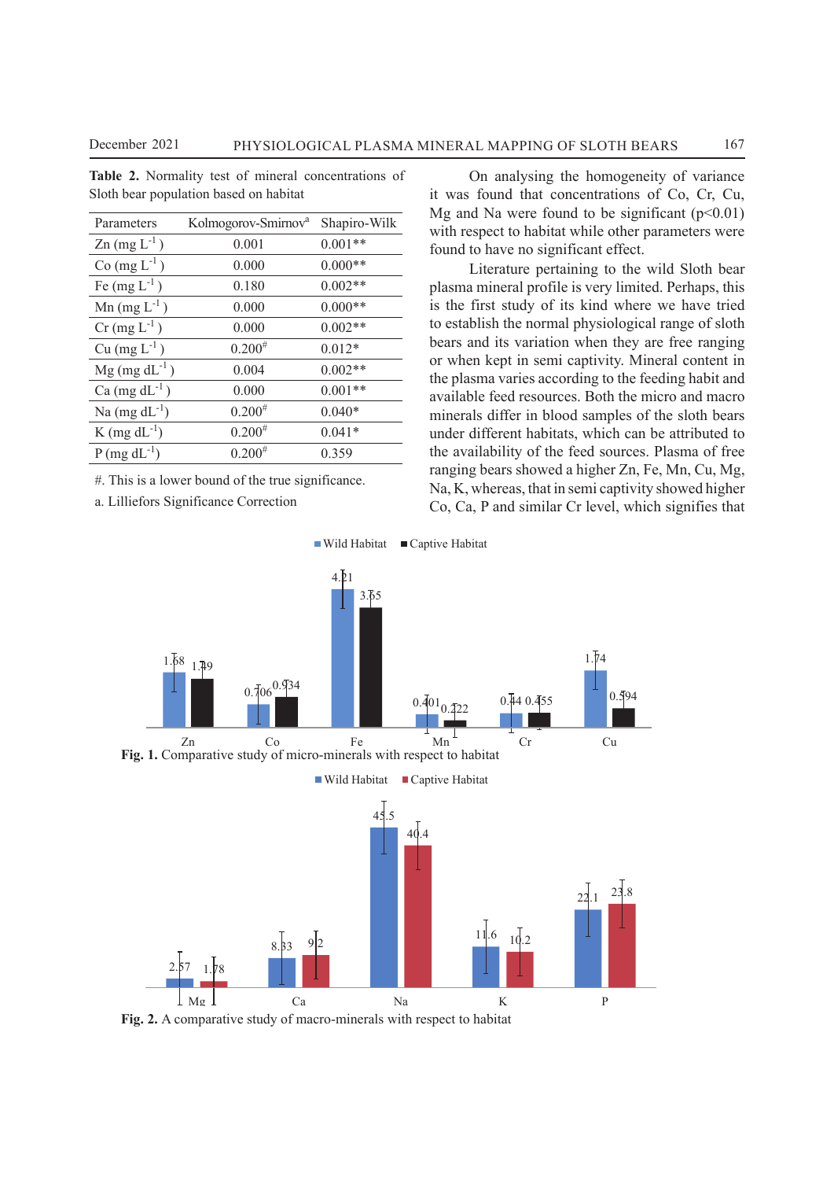**Table 2.** Normality test of mineral concentrations of Sloth bear population based on habitat

| Parameters | Kolmogorov-Smirnov[a] | Shapiro-Wilk |
|---|---|---|
| Zn (mg $L^{-1}$ ) | 0.001 | 0.001** |
| Co (mg $L^{-1}$ ) | 0.000 | 0.000** |
| Fe (mg $L^{-1}$ ) | 0.180 | 0.002** |
| Mn (mg $L^{-1}$ ) | 0.000 | 0.000** |
| Cr (mg $L^{-1}$ ) | 0.000 | 0.002** |
| Cu (mg $L^{-1}$ ) | 0.200[#] | 0.012* |
| Mg (mg $dL^{-1}$ ) | 0.004 | 0.002** |
| Ca (mg $dL^{-1}$ ) | 0.000 | 0.001** |
| Na (mg $dL^{-1}$) | 0.200[#] | 0.040* |
| K (mg $dL^{-1}$) | 0.200[#] | 0.041* |
| P (mg $dL^{-1}$) | 0.200[#] | 0.359 |

#. This is a lower bound of the true significance.

a. Lilliefors Significance Correction

On analysing the homogeneity of variance it was found that concentrations of Co, Cr, Cu, Mg and Na were found to be significant ($p<0.01$) with respect to habitat while other parameters were found to have no significant effect.

Literature pertaining to the wild Sloth bear plasma mineral profile is very limited. Perhaps, this is the first study of its kind where we have tried to establish the normal physiological range of sloth bears and its variation when they are free ranging or when kept in semi captivity. Mineral content in the plasma varies according to the feeding habit and available feed resources. Both the micro and macro minerals differ in blood samples of the sloth bears under different habitats, which can be attributed to the availability of the feed sources. Plasma of free ranging bears showed a higher Zn, Fe, Mn, Cu, Mg, Na, K, whereas, that in semi captivity showed higher Co, Ca, P and similar Cr level, which signifies that

**Fig. 1.** Comparative study of micro-minerals with respect to habitat

**Fig. 2.** A comparative study of macro-minerals with respect to habitat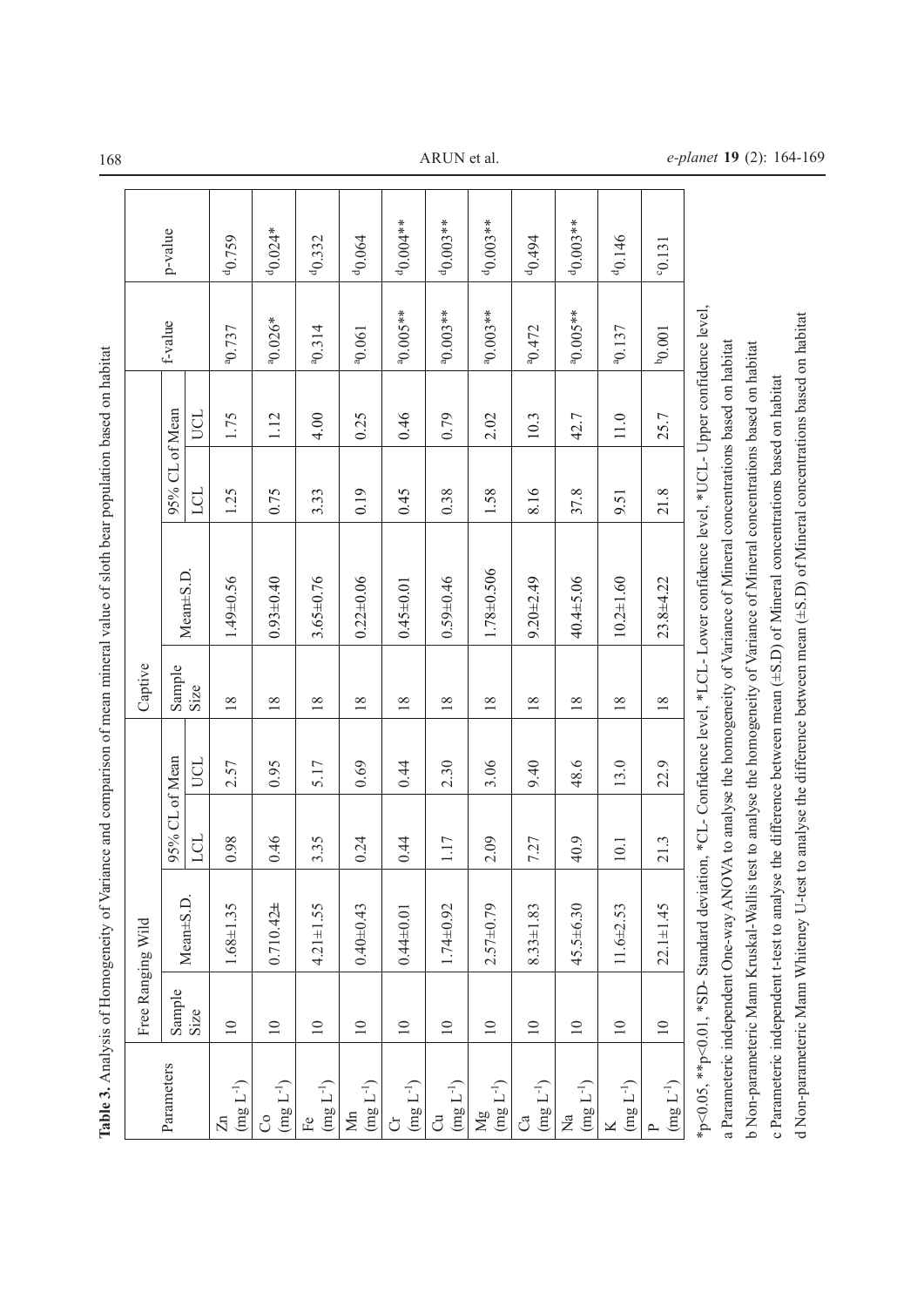**Table 3.** Analysis of Homogeneity of Variance and comparison of mean mineral value of sloth bear population based on habitat

| Parameters | Free Ranging Wild | | | | Captive | | | | f-value | p-value |
|---|---|---|---|---|---|---|---|---|---|---|
| | Sample Size | Mean±S.D. | 95% CL of Mean | | Sample Size | Mean±S.D. | 95% CL of Mean | | | |
| | | | LCL | UCL | | | LCL | UCL | | |
| Zn ($mg\ L^{-1}$) | 10 | 1.68±1.35 | 0.98 | 2.57 | 18 | 1.49±0.56 | 1.25 | 1.75 | [a]0.737 | [d]0.759 |
| Co ($mg\ L^{-1}$) | 10 | 0.710.42± | 0.46 | 0.95 | 18 | 0.93±0.40 | 0.75 | 1.12 | [a]0.026* | [d]0.024* |
| Fe ($mg\ L^{-1}$) | 10 | 4.21±1.55 | 3.35 | 5.17 | 18 | 3.65±0.76 | 3.33 | 4.00 | [a]0.314 | [d]0.332 |
| Mn ($mg\ L^{-1}$) | 10 | 0.40±0.43 | 0.24 | 0.69 | 18 | 0.22±0.06 | 0.19 | 0.25 | [a]0.061 | [d]0.064 |
| Cr ($mg\ L^{-1}$) | 10 | 0.44±0.01 | 0.44 | 0.44 | 18 | 0.45±0.01 | 0.45 | 0.46 | [a]0.005** | [d]0.004** |
| Cu ($mg\ L^{-1}$) | 10 | 1.74±0.92 | 1.17 | 2.30 | 18 | 0.59±0.46 | 0.38 | 0.79 | [a]0.003** | [d]0.003** |
| Mg ($mg\ L^{-1}$) | 10 | 2.57±0.79 | 2.09 | 3.06 | 18 | 1.78±0.506 | 1.58 | 2.02 | [a]0.003** | [d]0.003** |
| Ca ($mg\ L^{-1}$) | 10 | 8.33±1.83 | 7.27 | 9.40 | 18 | 9.20±2.49 | 8.16 | 10.3 | [a]0.472 | [d]0.494 |
| Na ($mg\ L^{-1}$) | 10 | 45.5±6.30 | 40.9 | 48.6 | 18 | 40.4±5.06 | 37.8 | 42.7 | [a]0.005** | [d]0.003** |
| K ($mg\ L^{-1}$) | 10 | 11.6±2.53 | 10.1 | 13.0 | 18 | 10.2±1.60 | 9.51 | 11.0 | [a]0.137 | [d]0.146 |
| P ($mg\ L^{-1}$) | 10 | 22.1±1.45 | 21.3 | 22.9 | 18 | 23.8±4.22 | 21.8 | 25.7 | [b]0.001 | [c]0.131 |

*p<0.05, **p<0.01, *SD- Standard deviation, *CL- Confidence level, *LCL- Lower confidence level, *UCL- Upper confidence level,

a Parameteric independent One-way ANOVA to analyse the homogeneity of Variance of Mineral concentrations based on habitat

b Non-parameteric Mann Kruskal-Wallis test to analyse the homogeneity of Variance of Mineral concentrations based on habitat

c Parameteric independent t-test to analyse the difference between mean (±S.D) of Mineral concentrations based on habitat

d Non-parameteric Mann Whiteney U-test to analyse the difference between mean (±S.D) of Mineral concentrations based on habitat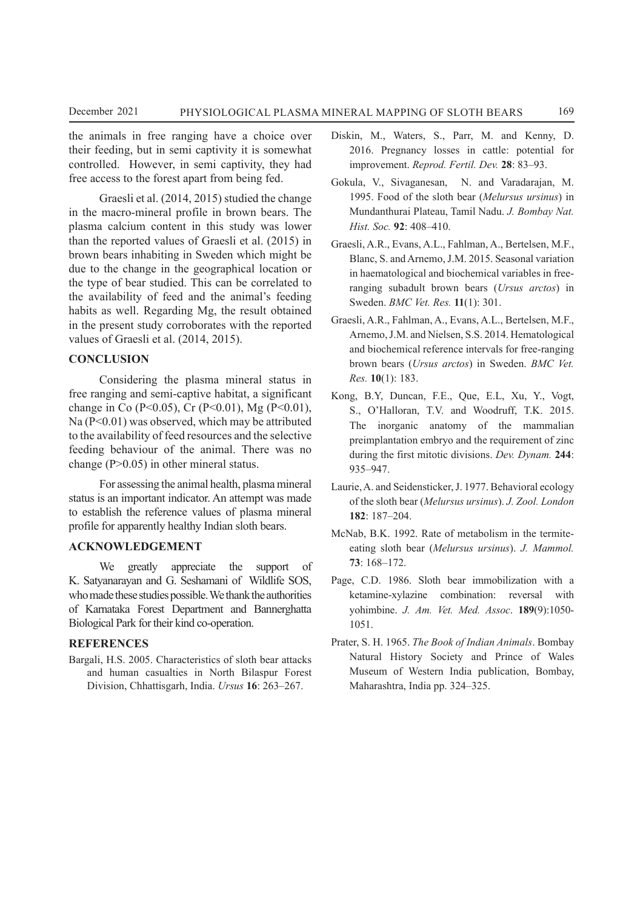the animals in free ranging have a choice over their feeding, but in semi captivity it is somewhat controlled. However, in semi captivity, they had free access to the forest apart from being fed.

Graesli et al. (2014, 2015) studied the change in the macro-mineral profile in brown bears. The plasma calcium content in this study was lower than the reported values of Graesli et al. (2015) in brown bears inhabiting in Sweden which might be due to the change in the geographical location or the type of bear studied. This can be correlated to the availability of feed and the animal's feeding habits as well. Regarding Mg, the result obtained in the present study corroborates with the reported values of Graesli et al. (2014, 2015).

## CONCLUSION

Considering the plasma mineral status in free ranging and semi-captive habitat, a significant change in Co ($P<0.05$), Cr ($P<0.01$), Mg ($P<0.01$), Na ($P<0.01$) was observed, which may be attributed to the availability of feed resources and the selective feeding behaviour of the animal. There was no change ($P>0.05$) in other mineral status.

For assessing the animal health, plasma mineral status is an important indicator. An attempt was made to establish the reference values of plasma mineral profile for apparently healthy Indian sloth bears.

## ACKNOWLEDGEMENT

We greatly appreciate the support of K. Satyanarayan and G. Seshamani of Wildlife SOS, who made these studies possible. We thank the authorities of Karnataka Forest Department and Bannerghatta Biological Park for their kind co-operation.

## REFERENCES

Bargali, H.S. 2005. Characteristics of sloth bear attacks and human casualties in North Bilaspur Forest Division, Chhattisgarh, India. *Ursus* **16**: 263–267.

Diskin, M., Waters, S., Parr, M. and Kenny, D. 2016. Pregnancy losses in cattle: potential for improvement. *Reprod. Fertil. Dev.* **28**: 83–93.

Gokula, V., Sivaganesan, N. and Varadarajan, M. 1995. Food of the sloth bear (*Melursus ursinus*) in Mundanthurai Plateau, Tamil Nadu. *J. Bombay Nat. Hist. Soc.* **92**: 408–410.

Graesli, A.R., Evans, A.L., Fahlman, A., Bertelsen, M.F., Blanc, S. and Arnemo, J.M. 2015. Seasonal variation in haematological and biochemical variables in free-ranging subadult brown bears (*Ursus arctos*) in Sweden. *BMC Vet. Res.* **11**(1): 301.

Graesli, A.R., Fahlman, A., Evans, A.L., Bertelsen, M.F., Arnemo, J.M. and Nielsen, S.S. 2014. Hematological and biochemical reference intervals for free-ranging brown bears (*Ursus arctos*) in Sweden. *BMC Vet. Res.* **10**(1): 183.

Kong, B.Y, Duncan, F.E., Que, E.L, Xu, Y., Vogt, S., O'Halloran, T.V. and Woodruff, T.K. 2015. The inorganic anatomy of the mammalian preimplantation embryo and the requirement of zinc during the first mitotic divisions. *Dev. Dynam.* **244**: 935–947.

Laurie, A. and Seidensticker, J. 1977. Behavioral ecology of the sloth bear (*Melursus ursinus*). *J. Zool. London* **182**: 187–204.

McNab, B.K. 1992. Rate of metabolism in the termite-eating sloth bear (*Melursus ursinus*). *J. Mammol.* **73**: 168–172.

Page, C.D. 1986. Sloth bear immobilization with a ketamine-xylazine combination: reversal with yohimbine. *J. Am. Vet. Med. Assoc*. **189**(9):1050-1051.

Prater, S. H. 1965. *The Book of Indian Animals*. Bombay Natural History Society and Prince of Wales Museum of Western India publication, Bombay, Maharashtra, India pp. 324–325.